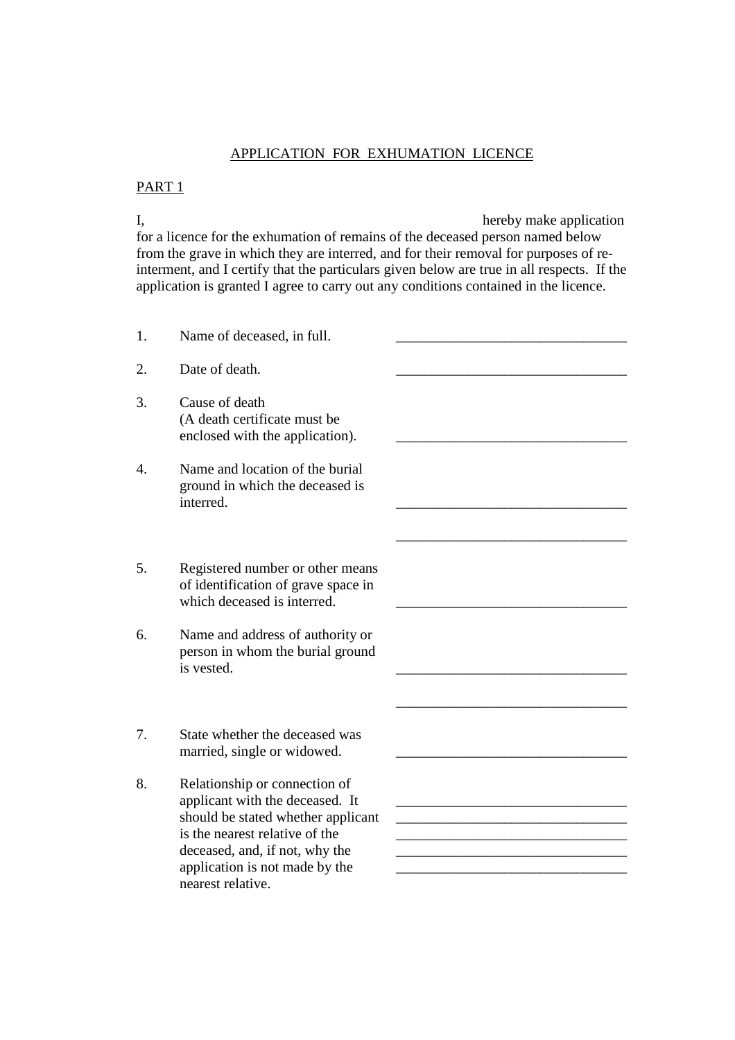# APPLICATION FOR EXHUMATION LICENCE

## PART 1

I, hereby make application for a licence for the exhumation of remains of the deceased person named below from the grave in which they are interred, and for their removal for purposes of re-interment, and I certify that the particulars given below are true in all respects. If the application is granted I agree to carry out any conditions contained in the licence.

1. Name of deceased, in full. ________________________________

2. Date of death. ________________________________

3. Cause of death (A death certificate must be enclosed with the application). ________________________________

4. Name and location of the burial ground in which the deceased is interred. ________________________________
________________________________

5. Registered number or other means of identification of grave space in which deceased is interred. ________________________________

6. Name and address of authority or person in whom the burial ground is vested. ________________________________
________________________________

7. State whether the deceased was married, single or widowed. ________________________________

8. Relationship or connection of applicant with the deceased. It should be stated whether applicant is the nearest relative of the deceased, and, if not, why the application is not made by the nearest relative. ________________________________
________________________________
________________________________
________________________________
________________________________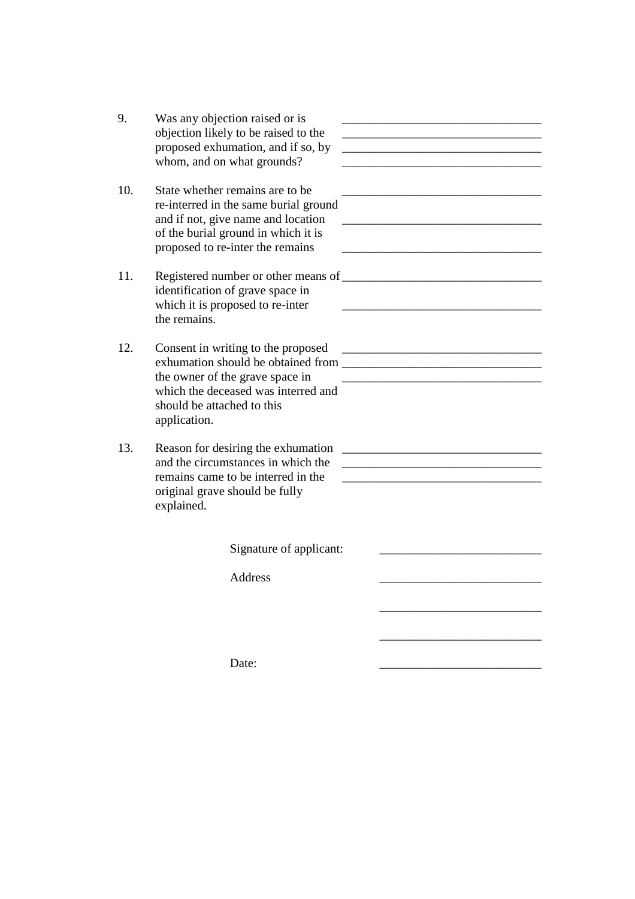9. Was any objection raised or is objection likely to be raised to the proposed exhumation, and if so, by whom, and on what grounds? ________________________________
________________________________
________________________________
________________________________

10. State whether remains are to be re-interred in the same burial ground and if not, give name and location of the burial ground in which it is proposed to re-inter the remains ________________________________
________________________________
________________________________

11. Registered number or other means of identification of grave space in which it is proposed to re-inter the remains. ________________________________
________________________________

12. Consent in writing to the proposed exhumation should be obtained from the owner of the grave space in which the deceased was interred and should be attached to this application. ________________________________
________________________________
________________________________

13. Reason for desiring the exhumation and the circumstances in which the remains came to be interred in the original grave should be fully explained. ________________________________
________________________________
________________________________

Signature of applicant: __________________________

Address __________________________

__________________________

__________________________

Date: __________________________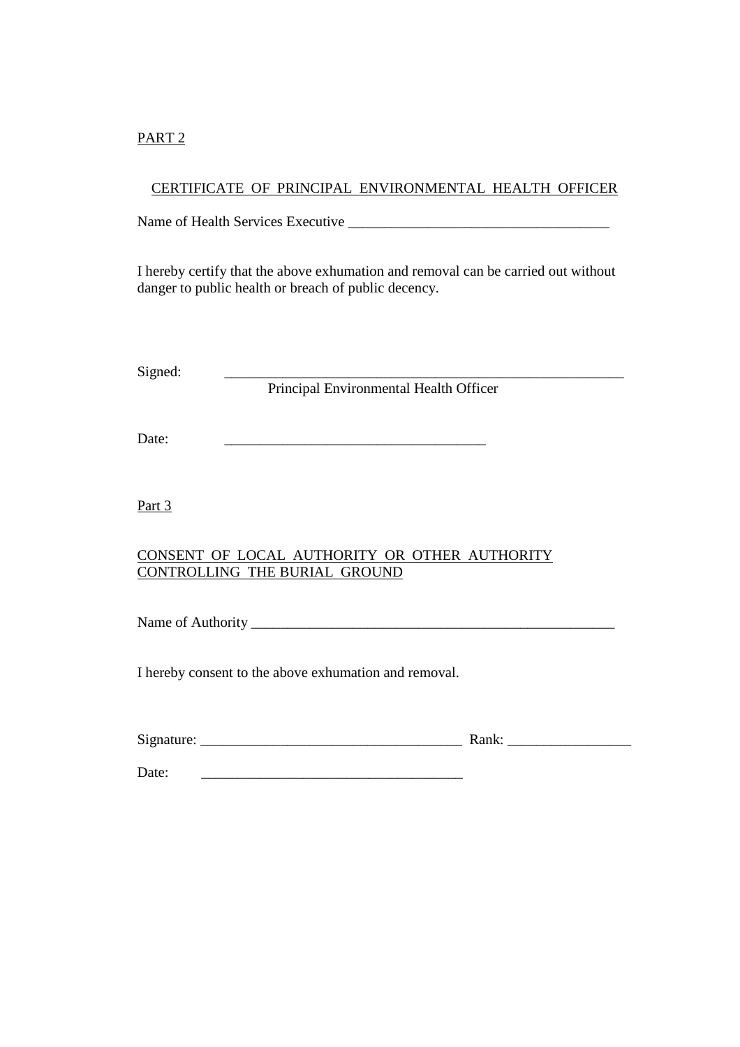PART 2

CERTIFICATE OF PRINCIPAL ENVIRONMENTAL HEALTH OFFICER

Name of Health Services Executive ____________________________________

I hereby certify that the above exhumation and removal can be carried out without danger to public health or breach of public decency.

Signed: _______________________________________________________

Principal Environmental Health Officer

Date: ____________________________________

Part 3

CONSENT OF LOCAL AUTHORITY OR OTHER AUTHORITY CONTROLLING THE BURIAL GROUND

Name of Authority ____________________________________________________

I hereby consent to the above exhumation and removal.

Signature: ____________________________________ Rank: _________________

Date: ____________________________________